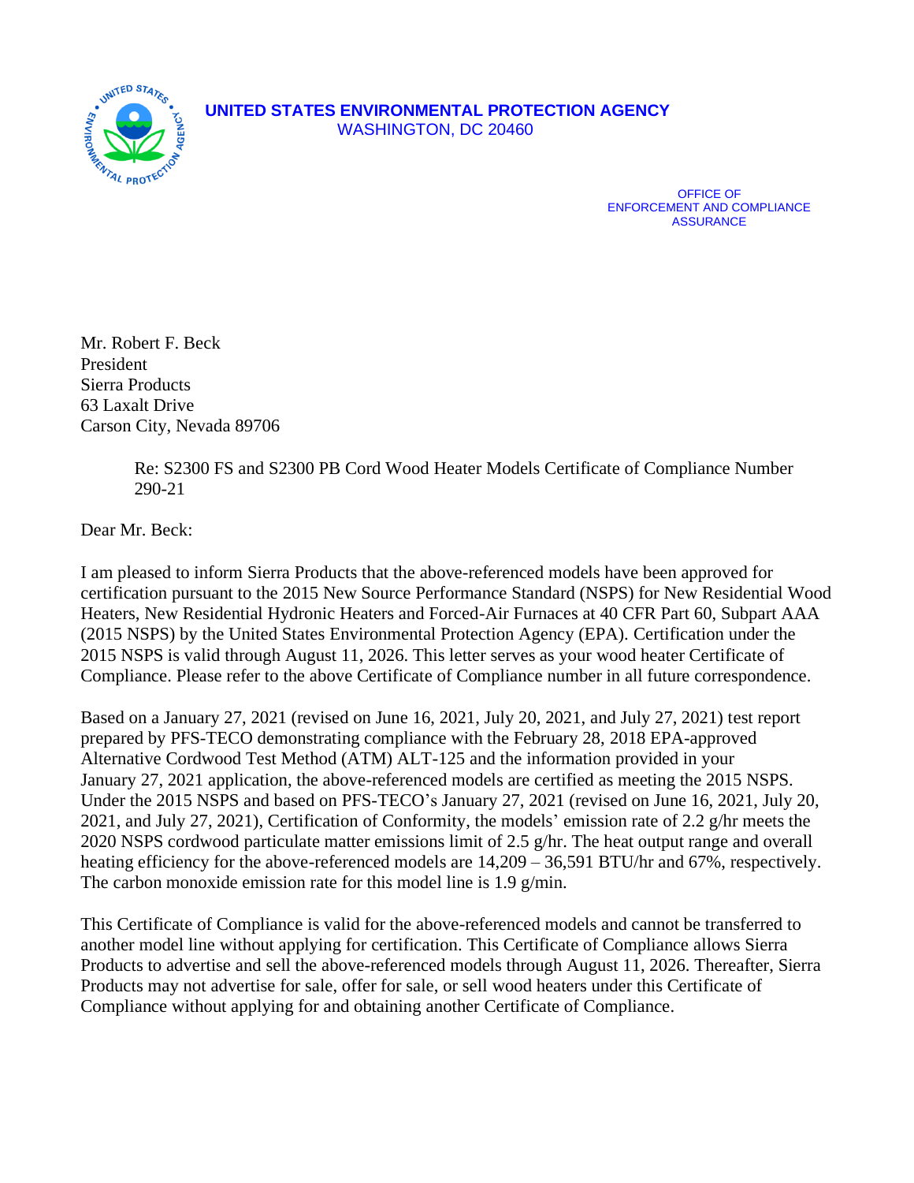**UNITED STATES ENVIRONMENTAL PROTECTION AGENCY**
WASHINGTON, DC 20460

OFFICE OF
ENFORCEMENT AND COMPLIANCE
ASSURANCE

Mr. Robert F. Beck
President
Sierra Products
63 Laxalt Drive
Carson City, Nevada 89706

Re: S2300 FS and S2300 PB Cord Wood Heater Models Certificate of Compliance Number 290-21

Dear Mr. Beck:

I am pleased to inform Sierra Products that the above-referenced models have been approved for certification pursuant to the 2015 New Source Performance Standard (NSPS) for New Residential Wood Heaters, New Residential Hydronic Heaters and Forced-Air Furnaces at 40 CFR Part 60, Subpart AAA (2015 NSPS) by the United States Environmental Protection Agency (EPA). Certification under the 2015 NSPS is valid through August 11, 2026. This letter serves as your wood heater Certificate of Compliance. Please refer to the above Certificate of Compliance number in all future correspondence.

Based on a January 27, 2021 (revised on June 16, 2021, July 20, 2021, and July 27, 2021) test report prepared by PFS-TECO demonstrating compliance with the February 28, 2018 EPA-approved Alternative Cordwood Test Method (ATM) ALT-125 and the information provided in your January 27, 2021 application, the above-referenced models are certified as meeting the 2015 NSPS. Under the 2015 NSPS and based on PFS-TECO's January 27, 2021 (revised on June 16, 2021, July 20, 2021, and July 27, 2021), Certification of Conformity, the models' emission rate of 2.2 g/hr meets the 2020 NSPS cordwood particulate matter emissions limit of 2.5 g/hr. The heat output range and overall heating efficiency for the above-referenced models are 14,209 – 36,591 BTU/hr and 67%, respectively. The carbon monoxide emission rate for this model line is 1.9 g/min.

This Certificate of Compliance is valid for the above-referenced models and cannot be transferred to another model line without applying for certification. This Certificate of Compliance allows Sierra Products to advertise and sell the above-referenced models through August 11, 2026. Thereafter, Sierra Products may not advertise for sale, offer for sale, or sell wood heaters under this Certificate of Compliance without applying for and obtaining another Certificate of Compliance.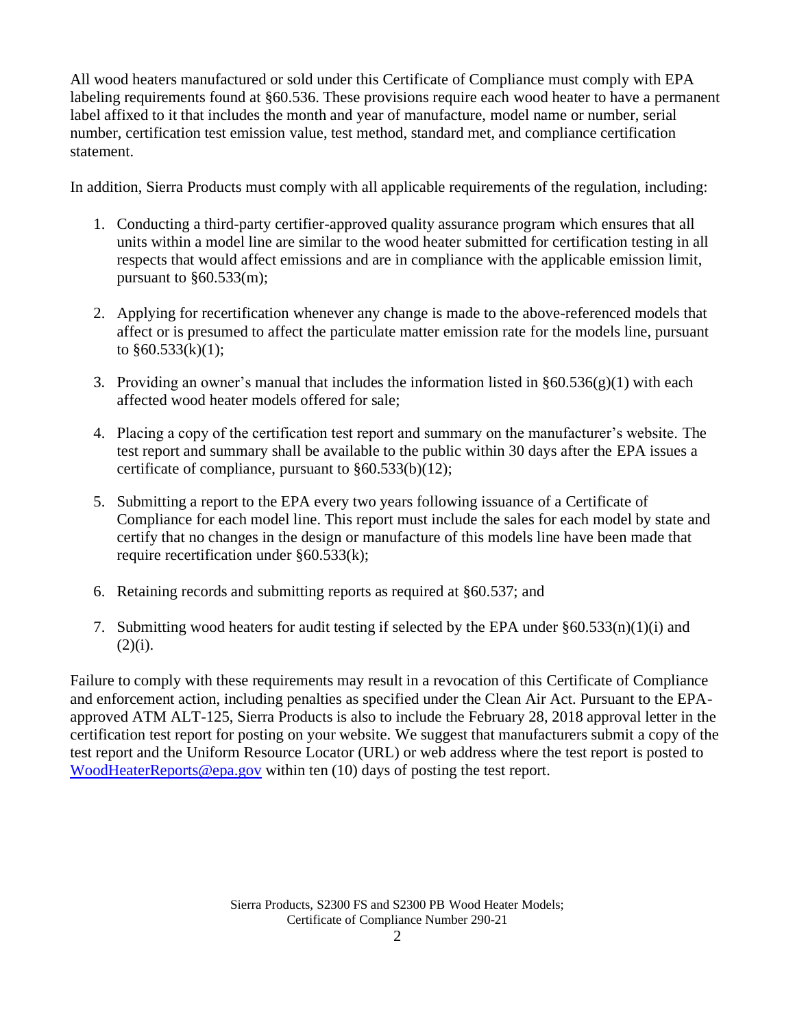All wood heaters manufactured or sold under this Certificate of Compliance must comply with EPA labeling requirements found at §60.536. These provisions require each wood heater to have a permanent label affixed to it that includes the month and year of manufacture, model name or number, serial number, certification test emission value, test method, standard met, and compliance certification statement.

In addition, Sierra Products must comply with all applicable requirements of the regulation, including:

1. Conducting a third-party certifier-approved quality assurance program which ensures that all units within a model line are similar to the wood heater submitted for certification testing in all respects that would affect emissions and are in compliance with the applicable emission limit, pursuant to §60.533(m);

2. Applying for recertification whenever any change is made to the above-referenced models that affect or is presumed to affect the particulate matter emission rate for the models line, pursuant to §60.533(k)(1);

3. Providing an owner's manual that includes the information listed in §60.536(g)(1) with each affected wood heater models offered for sale;

4. Placing a copy of the certification test report and summary on the manufacturer's website. The test report and summary shall be available to the public within 30 days after the EPA issues a certificate of compliance, pursuant to §60.533(b)(12);

5. Submitting a report to the EPA every two years following issuance of a Certificate of Compliance for each model line. This report must include the sales for each model by state and certify that no changes in the design or manufacture of this models line have been made that require recertification under §60.533(k);

6. Retaining records and submitting reports as required at §60.537; and

7. Submitting wood heaters for audit testing if selected by the EPA under §60.533(n)(1)(i) and (2)(i).

Failure to comply with these requirements may result in a revocation of this Certificate of Compliance and enforcement action, including penalties as specified under the Clean Air Act. Pursuant to the EPA-approved ATM ALT-125, Sierra Products is also to include the February 28, 2018 approval letter in the certification test report for posting on your website. We suggest that manufacturers submit a copy of the test report and the Uniform Resource Locator (URL) or web address where the test report is posted to WoodHeaterReports@epa.gov within ten (10) days of posting the test report.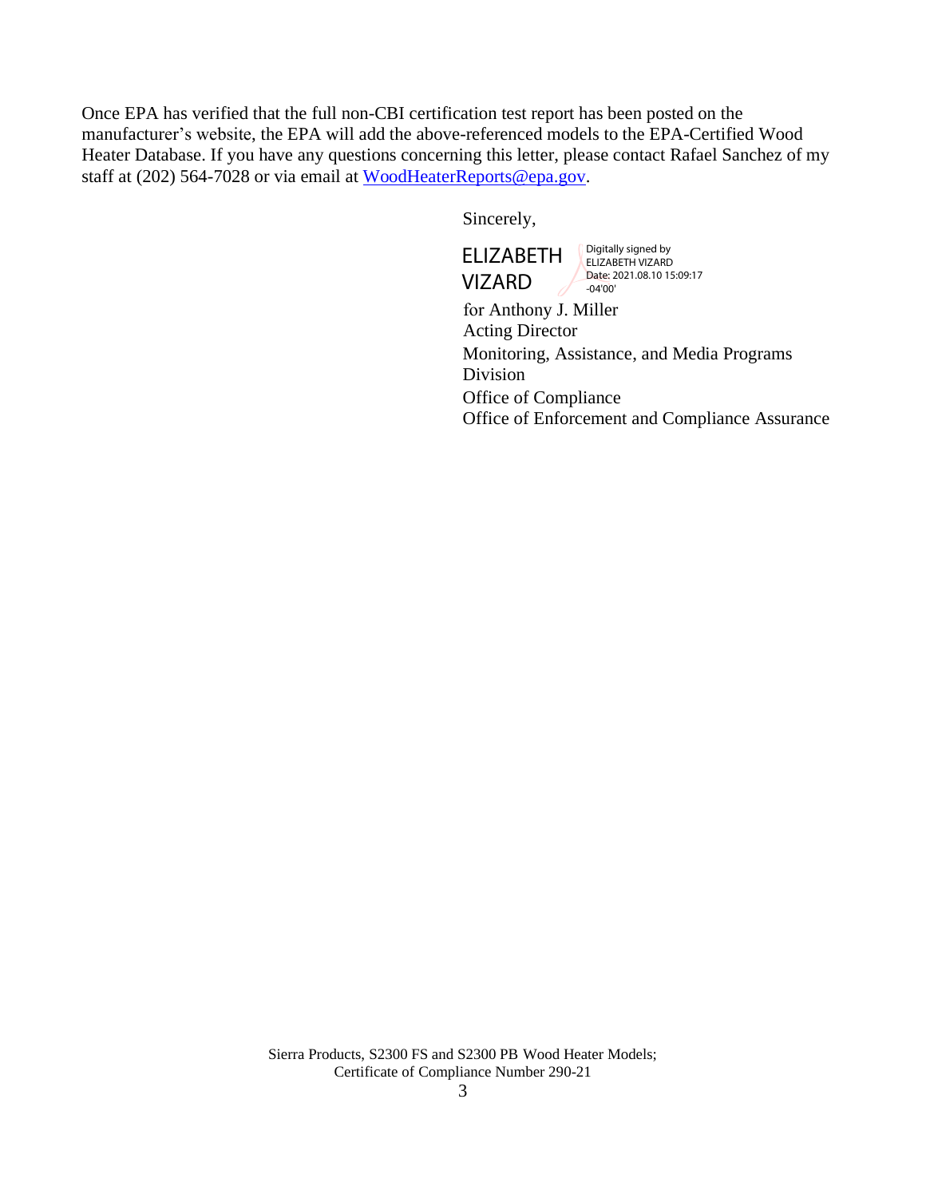Once EPA has verified that the full non-CBI certification test report has been posted on the manufacturer's website, the EPA will add the above-referenced models to the EPA-Certified Wood Heater Database. If you have any questions concerning this letter, please contact Rafael Sanchez of my staff at (202) 564-7028 or via email at WoodHeaterReports@epa.gov.

Sincerely,

ELIZABETH VIZARD

Digitally signed by ELIZABETH VIZARD
Date: 2021.08.10 15:09:17 -04'00'

for Anthony J. Miller
Acting Director
Monitoring, Assistance, and Media Programs Division
Office of Compliance
Office of Enforcement and Compliance Assurance

Sierra Products, S2300 FS and S2300 PB Wood Heater Models;
Certificate of Compliance Number 290-21